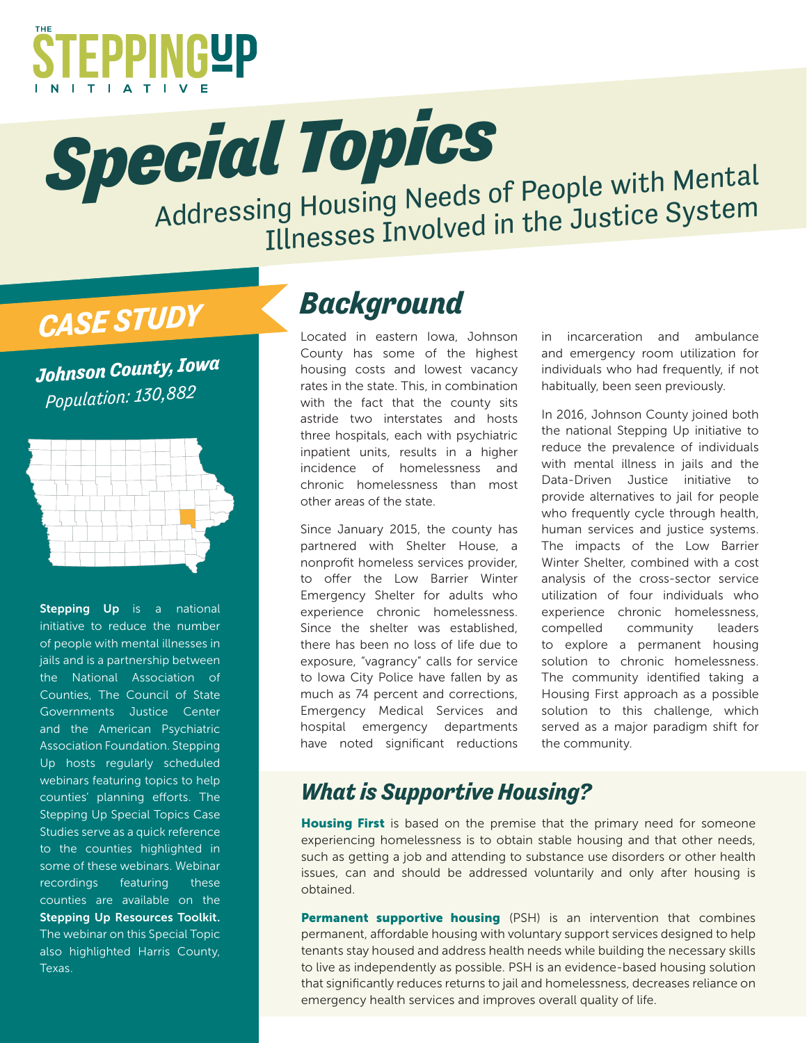THE STEPPING UP INITIATIVE

# Special Topics

## Addressing Housing Needs of People with Mental Illnesses Involved in the Justice System

## CASE STUDY

***Johnson County, Iowa***

*Population: 130,882*

**Stepping Up** is a national initiative to reduce the number of people with mental illnesses in jails and is a partnership between the National Association of Counties, The Council of State Governments Justice Center and the American Psychiatric Association Foundation. Stepping Up hosts regularly scheduled webinars featuring topics to help counties' planning efforts. The Stepping Up Special Topics Case Studies serve as a quick reference to the counties highlighted in some of these webinars. Webinar recordings featuring these counties are available on the **Stepping Up Resources Toolkit.** The webinar on this Special Topic also highlighted Harris County, Texas.

## Background

Located in eastern Iowa, Johnson County has some of the highest housing costs and lowest vacancy rates in the state. This, in combination with the fact that the county sits astride two interstates and hosts three hospitals, each with psychiatric inpatient units, results in a higher incidence of homelessness and chronic homelessness than most other areas of the state.

Since January 2015, the county has partnered with Shelter House, a nonprofit homeless services provider, to offer the Low Barrier Winter Emergency Shelter for adults who experience chronic homelessness. Since the shelter was established, there has been no loss of life due to exposure, "vagrancy" calls for service to Iowa City Police have fallen by as much as 74 percent and corrections, Emergency Medical Services and hospital emergency departments have noted significant reductions in incarceration and ambulance and emergency room utilization for individuals who had frequently, if not habitually, been seen previously.

In 2016, Johnson County joined both the national Stepping Up initiative to reduce the prevalence of individuals with mental illness in jails and the Data-Driven Justice initiative to provide alternatives to jail for people who frequently cycle through health, human services and justice systems. The impacts of the Low Barrier Winter Shelter, combined with a cost analysis of the cross-sector service utilization of four individuals who experience chronic homelessness, compelled community leaders to explore a permanent housing solution to chronic homelessness. The community identified taking a Housing First approach as a possible solution to this challenge, which served as a major paradigm shift for the community.

## What is Supportive Housing?

**Housing First** is based on the premise that the primary need for someone experiencing homelessness is to obtain stable housing and that other needs, such as getting a job and attending to substance use disorders or other health issues, can and should be addressed voluntarily and only after housing is obtained.

**Permanent supportive housing** (PSH) is an intervention that combines permanent, affordable housing with voluntary support services designed to help tenants stay housed and address health needs while building the necessary skills to live as independently as possible. PSH is an evidence-based housing solution that significantly reduces returns to jail and homelessness, decreases reliance on emergency health services and improves overall quality of life.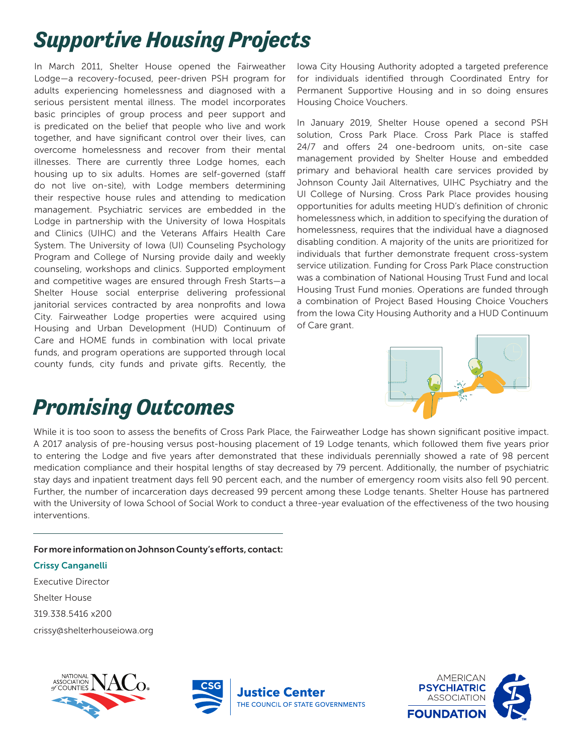# Supportive Housing Projects

In March 2011, Shelter House opened the Fairweather Lodge—a recovery-focused, peer-driven PSH program for adults experiencing homelessness and diagnosed with a serious persistent mental illness. The model incorporates basic principles of group process and peer support and is predicated on the belief that people who live and work together, and have significant control over their lives, can overcome homelessness and recover from their mental illnesses. There are currently three Lodge homes, each housing up to six adults. Homes are self-governed (staff do not live on-site), with Lodge members determining their respective house rules and attending to medication management. Psychiatric services are embedded in the Lodge in partnership with the University of Iowa Hospitals and Clinics (UIHC) and the Veterans Affairs Health Care System. The University of Iowa (UI) Counseling Psychology Program and College of Nursing provide daily and weekly counseling, workshops and clinics. Supported employment and competitive wages are ensured through Fresh Starts—a Shelter House social enterprise delivering professional janitorial services contracted by area nonprofits and Iowa City. Fairweather Lodge properties were acquired using Housing and Urban Development (HUD) Continuum of Care and HOME funds in combination with local private funds, and program operations are supported through local county funds, city funds and private gifts. Recently, the Iowa City Housing Authority adopted a targeted preference for individuals identified through Coordinated Entry for Permanent Supportive Housing and in so doing ensures Housing Choice Vouchers.

In January 2019, Shelter House opened a second PSH solution, Cross Park Place. Cross Park Place is staffed 24/7 and offers 24 one-bedroom units, on-site case management provided by Shelter House and embedded primary and behavioral health care services provided by Johnson County Jail Alternatives, UIHC Psychiatry and the UI College of Nursing. Cross Park Place provides housing opportunities for adults meeting HUD's definition of chronic homelessness which, in addition to specifying the duration of homelessness, requires that the individual have a diagnosed disabling condition. A majority of the units are prioritized for individuals that further demonstrate frequent cross-system service utilization. Funding for Cross Park Place construction was a combination of National Housing Trust Fund and local Housing Trust Fund monies. Operations are funded through a combination of Project Based Housing Choice Vouchers from the Iowa City Housing Authority and a HUD Continuum of Care grant.

# Promising Outcomes

While it is too soon to assess the benefits of Cross Park Place, the Fairweather Lodge has shown significant positive impact. A 2017 analysis of pre-housing versus post-housing placement of 19 Lodge tenants, which followed them five years prior to entering the Lodge and five years after demonstrated that these individuals perennially showed a rate of 98 percent medication compliance and their hospital lengths of stay decreased by 79 percent. Additionally, the number of psychiatric stay days and inpatient treatment days fell 90 percent each, and the number of emergency room visits also fell 90 percent. Further, the number of incarceration days decreased 99 percent among these Lodge tenants. Shelter House has partnered with the University of Iowa School of Social Work to conduct a three-year evaluation of the effectiveness of the two housing interventions.

---

**For more information on Johnson County's efforts, contact:**

Crissy Canganelli

Executive Director

Shelter House

319.338.5416 x200

crissy@shelterhouseiowa.org

NATIONAL ASSOCIATION of COUNTIES NACo

CSG Justice Center THE COUNCIL OF STATE GOVERNMENTS

AMERICAN PSYCHIATRIC ASSOCIATION FOUNDATION